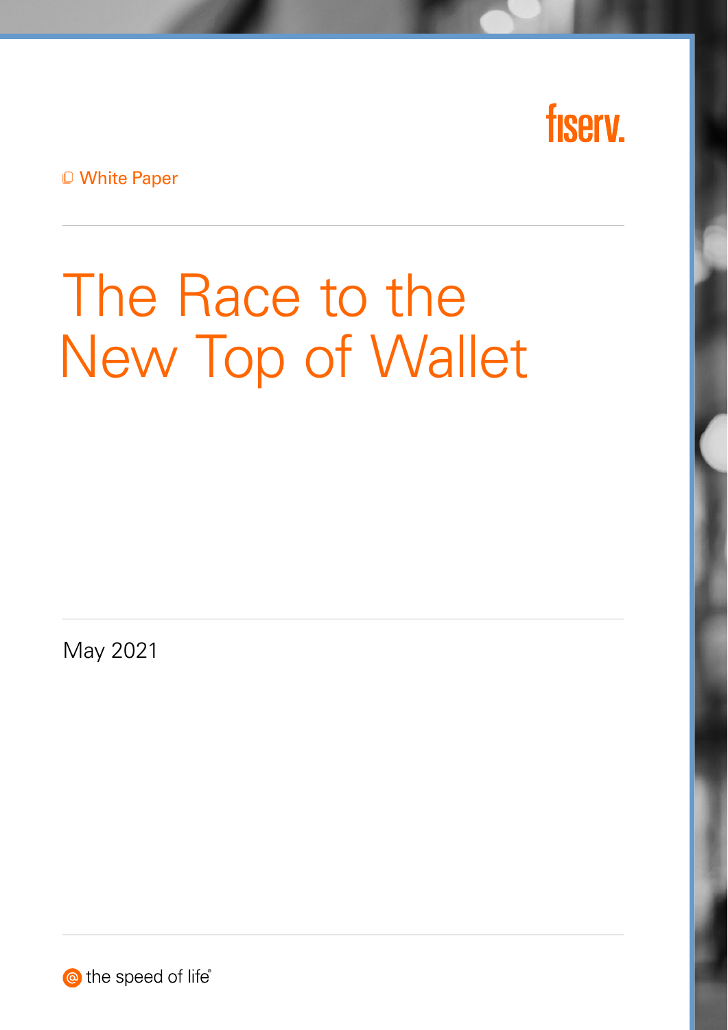fiserv.

White Paper

# The Race to the New Top of Wallet

May 2021

the speed of life®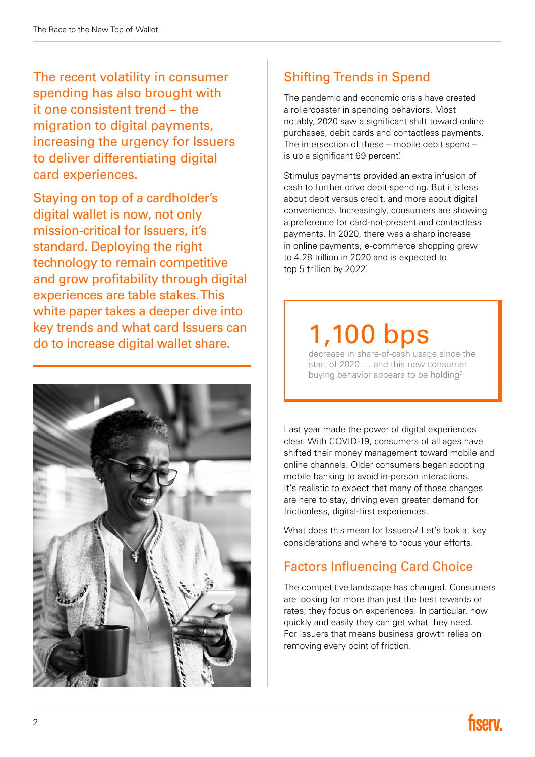The recent volatility in consumer spending has also brought with it one consistent trend – the migration to digital payments, increasing the urgency for Issuers to deliver differentiating digital card experiences.

Staying on top of a cardholder's digital wallet is now, not only mission-critical for Issuers, it's standard. Deploying the right technology to remain competitive and grow profitability through digital experiences are table stakes. This white paper takes a deeper dive into key trends and what card Issuers can do to increase digital wallet share.

## Shifting Trends in Spend

The pandemic and economic crisis have created a rollercoaster in spending behaviors. Most notably, 2020 saw a significant shift toward online purchases, debit cards and contactless payments. The intersection of these – mobile debit spend – is up a significant 69 percent[1].

Stimulus payments provided an extra infusion of cash to further drive debit spending. But it's less about debit versus credit, and more about digital convenience. Increasingly, consumers are showing a preference for card-not-present and contactless payments. In 2020, there was a sharp increase in online payments, e-commerce shopping grew to 4.28 trillion in 2020 and is expected to top 5 trillion by 2022[1].

**1,100 bps**

decrease in share-of-cash usage since the start of 2020 … and this new consumer buying behavior appears to be holding[2]

Last year made the power of digital experiences clear. With COVID-19, consumers of all ages have shifted their money management toward mobile and online channels. Older consumers began adopting mobile banking to avoid in-person interactions. It's realistic to expect that many of those changes are here to stay, driving even greater demand for frictionless, digital-first experiences.

What does this mean for Issuers? Let's look at key considerations and where to focus your efforts.

## Factors Influencing Card Choice

The competitive landscape has changed. Consumers are looking for more than just the best rewards or rates; they focus on experiences. In particular, how quickly and easily they can get what they need. For Issuers that means business growth relies on removing every point of friction.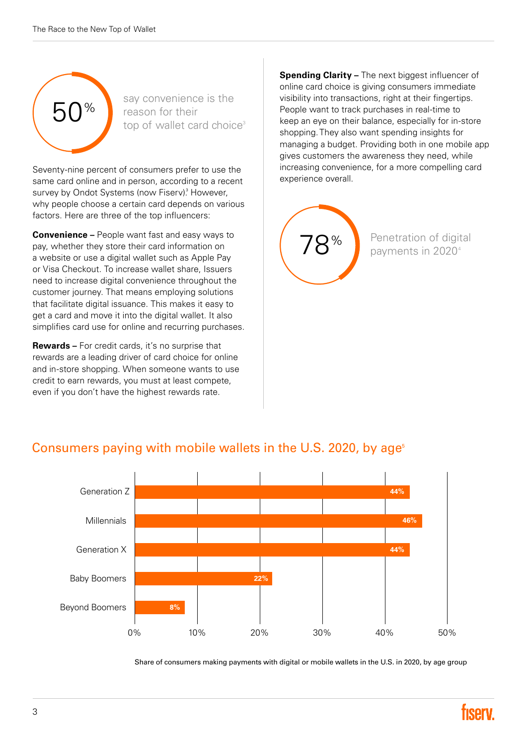50% say convenience is the reason for their top of wallet card choice[3]

Seventy-nine percent of consumers prefer to use the same card online and in person, according to a recent survey by Ondot Systems (now Fiserv).[3] However, why people choose a certain card depends on various factors. Here are three of the top influencers:

**Convenience –** People want fast and easy ways to pay, whether they store their card information on a website or use a digital wallet such as Apple Pay or Visa Checkout. To increase wallet share, Issuers need to increase digital convenience throughout the customer journey. That means employing solutions that facilitate digital issuance. This makes it easy to get a card and move it into the digital wallet. It also simplifies card use for online and recurring purchases.

**Rewards –** For credit cards, it's no surprise that rewards are a leading driver of card choice for online and in-store shopping. When someone wants to use credit to earn rewards, you must at least compete, even if you don't have the highest rewards rate.

**Spending Clarity –** The next biggest influencer of online card choice is giving consumers immediate visibility into transactions, right at their fingertips. People want to track purchases in real-time to keep an eye on their balance, especially for in-store shopping. They also want spending insights for managing a budget. Providing both in one mobile app gives customers the awareness they need, while increasing convenience, for a more compelling card experience overall.

78% Penetration of digital payments in 2020[4]

## Consumers paying with mobile wallets in the U.S. 2020, by age[5]

| Age group | Share |
| --- | --- |
| Generation Z | 44% |
| Millennials | 46% |
| Generation X | 44% |
| Baby Boomers | 22% |
| Beyond Boomers | 8% |

Share of consumers making payments with digital or mobile wallets in the U.S. in 2020, by age group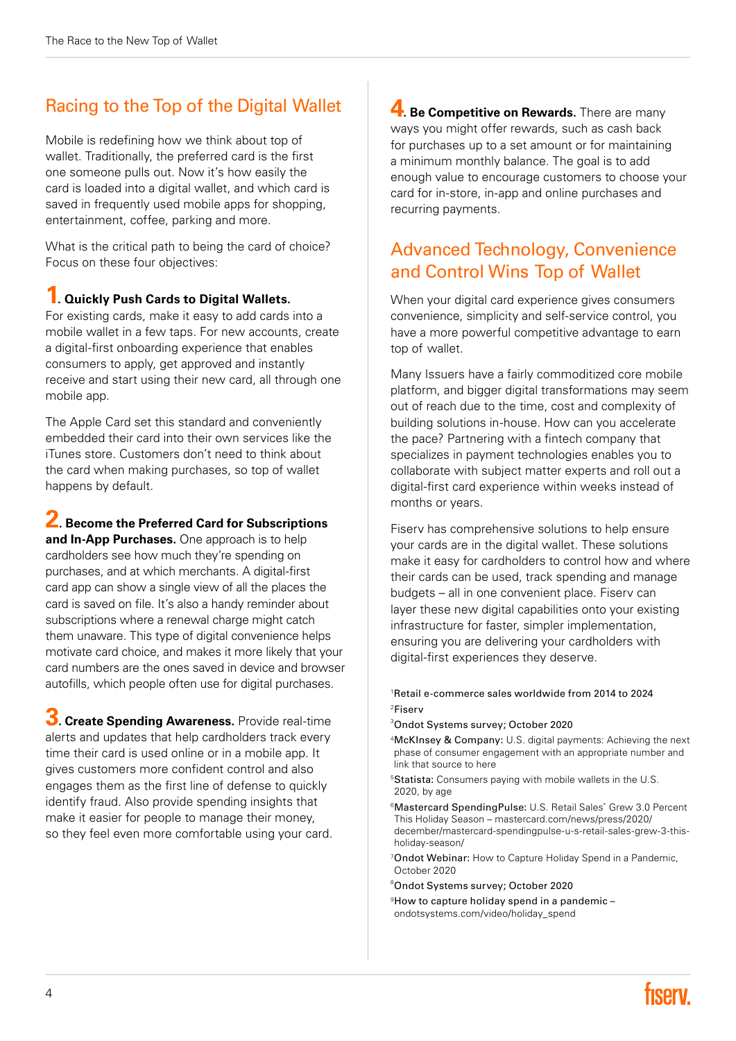## Racing to the Top of the Digital Wallet

Mobile is redefining how we think about top of wallet. Traditionally, the preferred card is the first one someone pulls out. Now it's how easily the card is loaded into a digital wallet, and which card is saved in frequently used mobile apps for shopping, entertainment, coffee, parking and more.

What is the critical path to being the card of choice? Focus on these four objectives:

**1. Quickly Push Cards to Digital Wallets.** For existing cards, make it easy to add cards into a mobile wallet in a few taps. For new accounts, create a digital-first onboarding experience that enables consumers to apply, get approved and instantly receive and start using their new card, all through one mobile app.

The Apple Card set this standard and conveniently embedded their card into their own services like the iTunes store. Customers don't need to think about the card when making purchases, so top of wallet happens by default.

**2. Become the Preferred Card for Subscriptions and In-App Purchases.** One approach is to help cardholders see how much they're spending on purchases, and at which merchants. A digital-first card app can show a single view of all the places the card is saved on file. It's also a handy reminder about subscriptions where a renewal charge might catch them unaware. This type of digital convenience helps motivate card choice, and makes it more likely that your card numbers are the ones saved in device and browser autofills, which people often use for digital purchases.

**3. Create Spending Awareness.** Provide real-time alerts and updates that help cardholders track every time their card is used online or in a mobile app. It gives customers more confident control and also engages them as the first line of defense to quickly identify fraud. Also provide spending insights that make it easier for people to manage their money, so they feel even more comfortable using your card.

**4. Be Competitive on Rewards.** There are many ways you might offer rewards, such as cash back for purchases up to a set amount or for maintaining a minimum monthly balance. The goal is to add enough value to encourage customers to choose your card for in-store, in-app and online purchases and recurring payments.

## Advanced Technology, Convenience and Control Wins Top of Wallet

When your digital card experience gives consumers convenience, simplicity and self-service control, you have a more powerful competitive advantage to earn top of wallet.

Many Issuers have a fairly commoditized core mobile platform, and bigger digital transformations may seem out of reach due to the time, cost and complexity of building solutions in-house. How can you accelerate the pace? Partnering with a fintech company that specializes in payment technologies enables you to collaborate with subject matter experts and roll out a digital-first card experience within weeks instead of months or years.

Fiserv has comprehensive solutions to help ensure your cards are in the digital wallet. These solutions make it easy for cardholders to control how and where their cards can be used, track spending and manage budgets – all in one convenient place. Fiserv can layer these new digital capabilities onto your existing infrastructure for faster, simpler implementation, ensuring you are delivering your cardholders with digital-first experiences they deserve.

[1] Retail e-commerce sales worldwide from 2014 to 2024

[2] Fiserv

[3] Ondot Systems survey; October 2020

[4] McKInsey & Company: U.S. digital payments: Achieving the next phase of consumer engagement with an appropriate number and link that source to here

[5] Statista: Consumers paying with mobile wallets in the U.S. 2020, by age

[6] Mastercard SpendingPulse: U.S. Retail Sales* Grew 3.0 Percent This Holiday Season – mastercard.com/news/press/2020/december/mastercard-spendingpulse-u-s-retail-sales-grew-3-this-holiday-season/

[7] Ondot Webinar: How to Capture Holiday Spend in a Pandemic, October 2020

[8] Ondot Systems survey; October 2020

[9] How to capture holiday spend in a pandemic – ondotsystems.com/video/holiday_spend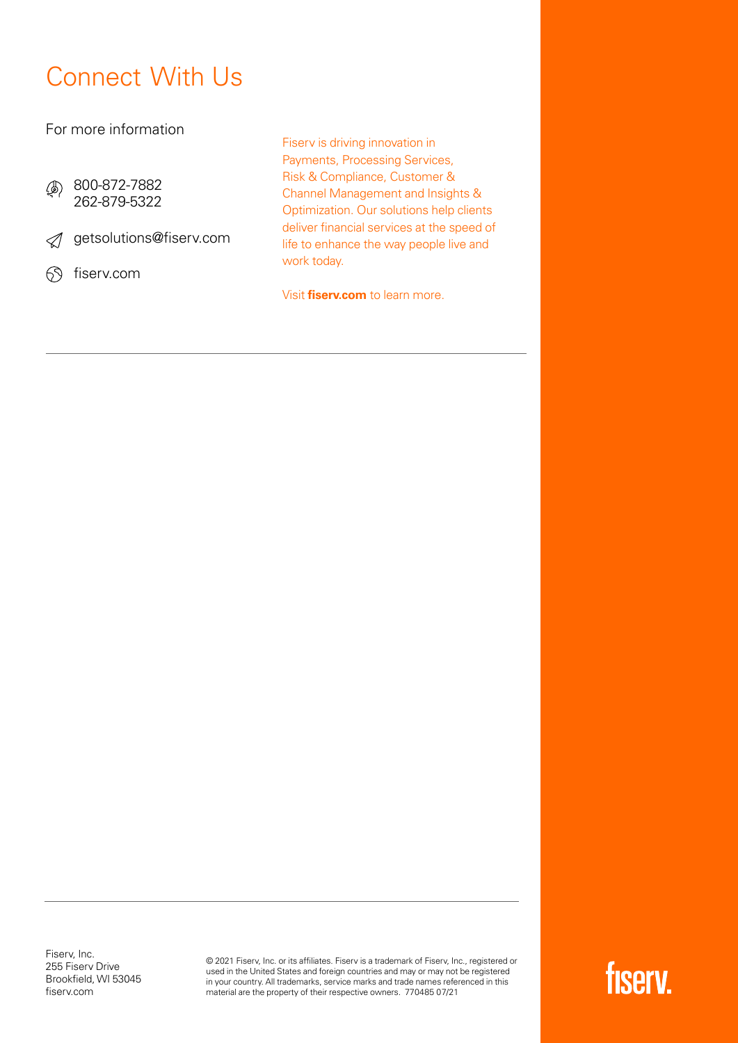# Connect With Us

For more information

800-872-7882
262-879-5322

getsolutions@fiserv.com

fiserv.com

Fiserv is driving innovation in Payments, Processing Services, Risk & Compliance, Customer & Channel Management and Insights & Optimization. Our solutions help clients deliver financial services at the speed of life to enhance the way people live and work today.

Visit **fiserv.com** to learn more.

Fiserv, Inc.
255 Fiserv Drive
Brookfield, WI 53045
fiserv.com

© 2021 Fiserv, Inc. or its affiliates. Fiserv is a trademark of Fiserv, Inc., registered or used in the United States and foreign countries and may or may not be registered in your country. All trademarks, service marks and trade names referenced in this material are the property of their respective owners. 770485 07/21

fiserv.